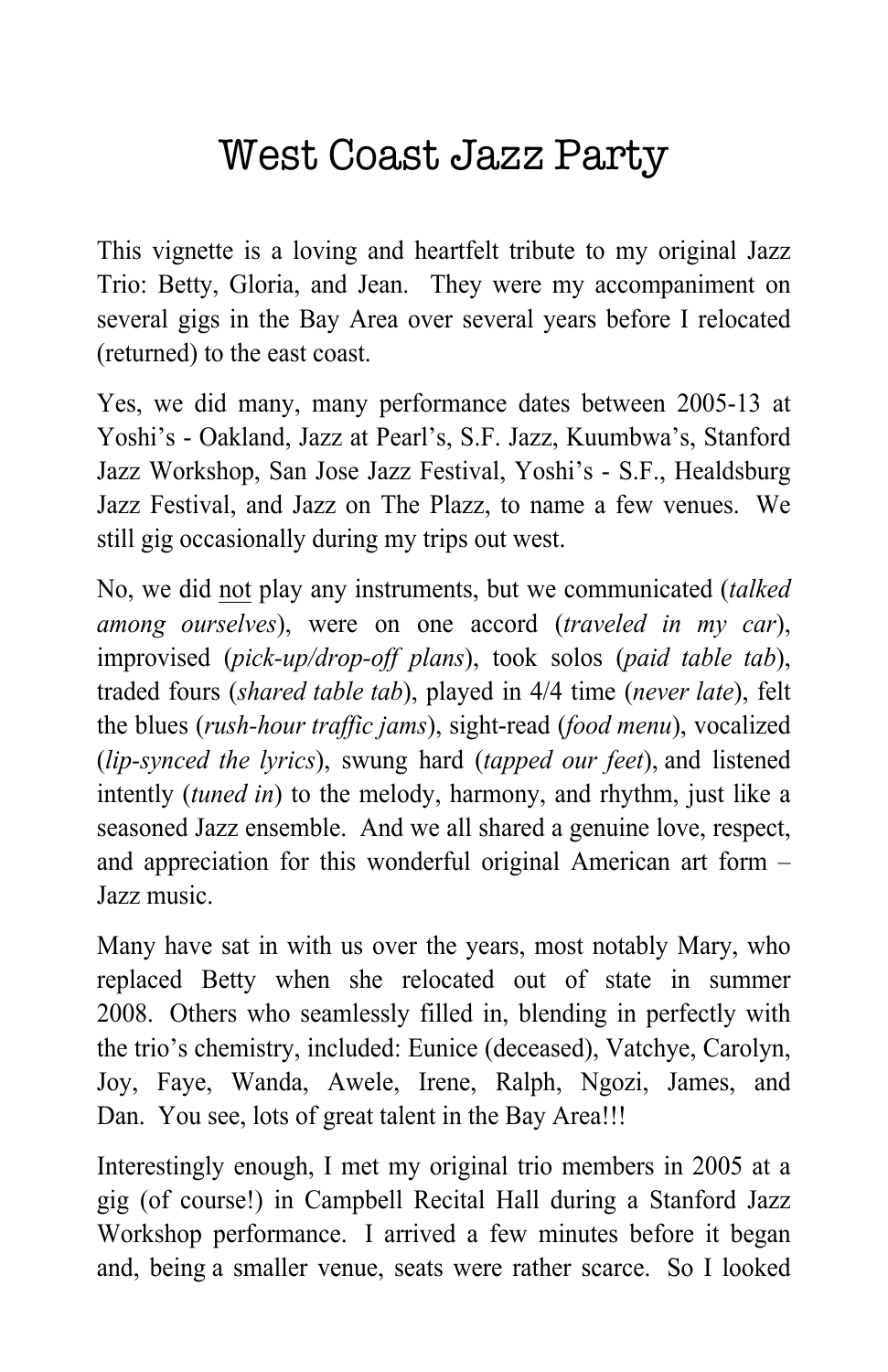# West Coast Jazz Party

This vignette is a loving and heartfelt tribute to my original Jazz Trio: Betty, Gloria, and Jean. They were my accompaniment on several gigs in the Bay Area over several years before I relocated (returned) to the east coast.

Yes, we did many, many performance dates between 2005-13 at Yoshi's - Oakland, Jazz at Pearl's, S.F. Jazz, Kuumbwa's, Stanford Jazz Workshop, San Jose Jazz Festival, Yoshi's - S.F., Healdsburg Jazz Festival, and Jazz on The Plazz, to name a few venues. We still gig occasionally during my trips out west.

No, we did <u>not</u> play any instruments, but we communicated (*talked among ourselves*), were on one accord (*traveled in my car*), improvised (*pick-up/drop-off plans*), took solos (*paid table tab*), traded fours (*shared table tab*), played in 4/4 time (*never late*), felt the blues (*rush-hour traffic jams*), sight-read (*food menu*), vocalized (*lip-synced the lyrics*), swung hard (*tapped our feet*), and listened intently (*tuned in*) to the melody, harmony, and rhythm, just like a seasoned Jazz ensemble. And we all shared a genuine love, respect, and appreciation for this wonderful original American art form – Jazz music.

Many have sat in with us over the years, most notably Mary, who replaced Betty when she relocated out of state in summer 2008. Others who seamlessly filled in, blending in perfectly with the trio's chemistry, included: Eunice (deceased), Vatchye, Carolyn, Joy, Faye, Wanda, Awele, Irene, Ralph, Ngozi, James, and Dan. You see, lots of great talent in the Bay Area!!!

Interestingly enough, I met my original trio members in 2005 at a gig (of course!) in Campbell Recital Hall during a Stanford Jazz Workshop performance. I arrived a few minutes before it began and, being a smaller venue, seats were rather scarce. So I looked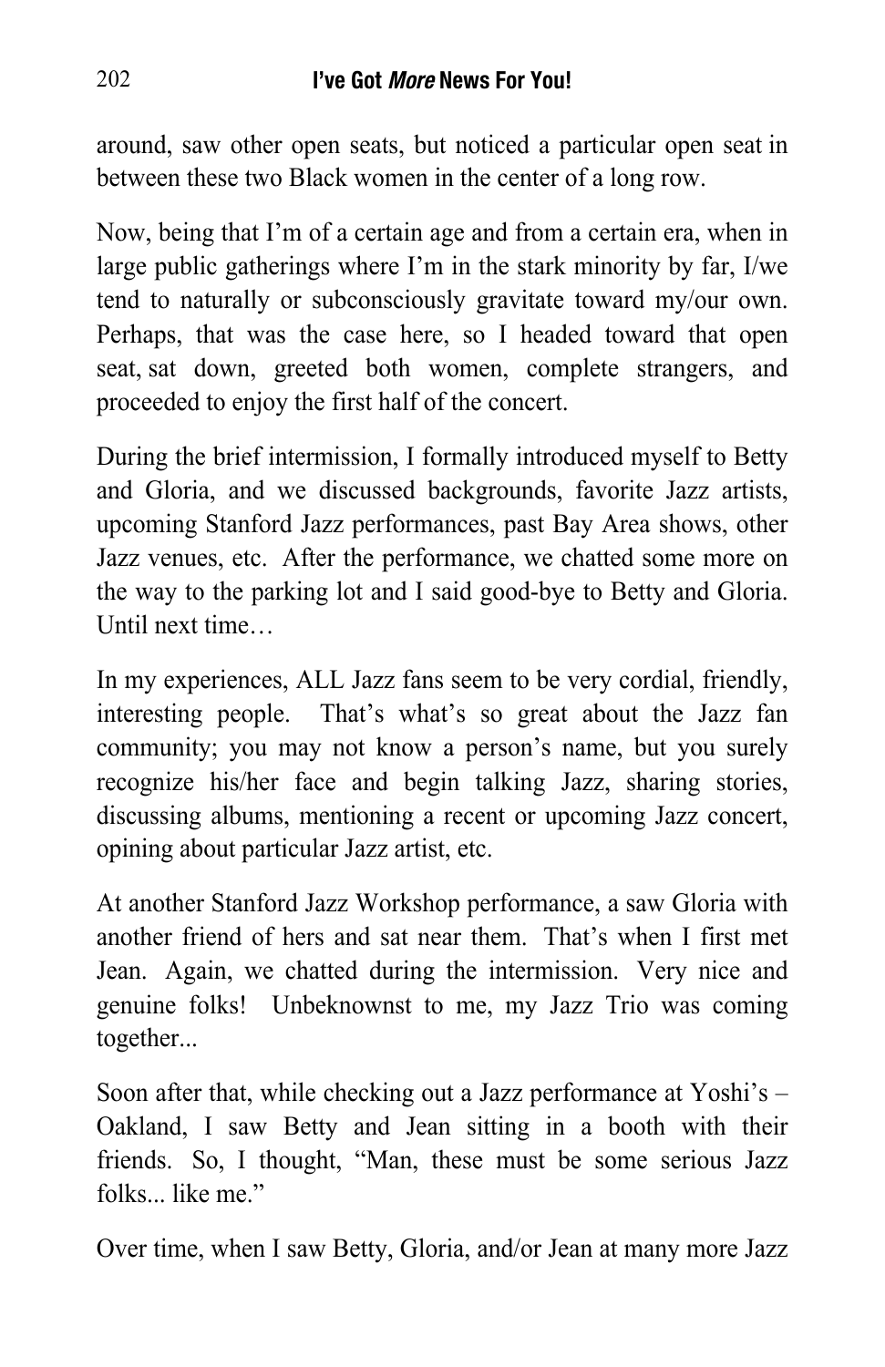around, saw other open seats, but noticed a particular open seat in between these two Black women in the center of a long row.

Now, being that I'm of a certain age and from a certain era, when in large public gatherings where I'm in the stark minority by far, I/we tend to naturally or subconsciously gravitate toward my/our own. Perhaps, that was the case here, so I headed toward that open seat, sat down, greeted both women, complete strangers, and proceeded to enjoy the first half of the concert.

During the brief intermission, I formally introduced myself to Betty and Gloria, and we discussed backgrounds, favorite Jazz artists, upcoming Stanford Jazz performances, past Bay Area shows, other Jazz venues, etc. After the performance, we chatted some more on the way to the parking lot and I said good-bye to Betty and Gloria. Until next time…

In my experiences, ALL Jazz fans seem to be very cordial, friendly, interesting people. That's what's so great about the Jazz fan community; you may not know a person's name, but you surely recognize his/her face and begin talking Jazz, sharing stories, discussing albums, mentioning a recent or upcoming Jazz concert, opining about particular Jazz artist, etc.

At another Stanford Jazz Workshop performance, a saw Gloria with another friend of hers and sat near them. That's when I first met Jean. Again, we chatted during the intermission. Very nice and genuine folks! Unbeknownst to me, my Jazz Trio was coming together...

Soon after that, while checking out a Jazz performance at Yoshi's – Oakland, I saw Betty and Jean sitting in a booth with their friends. So, I thought, "Man, these must be some serious Jazz folks... like me."

Over time, when I saw Betty, Gloria, and/or Jean at many more Jazz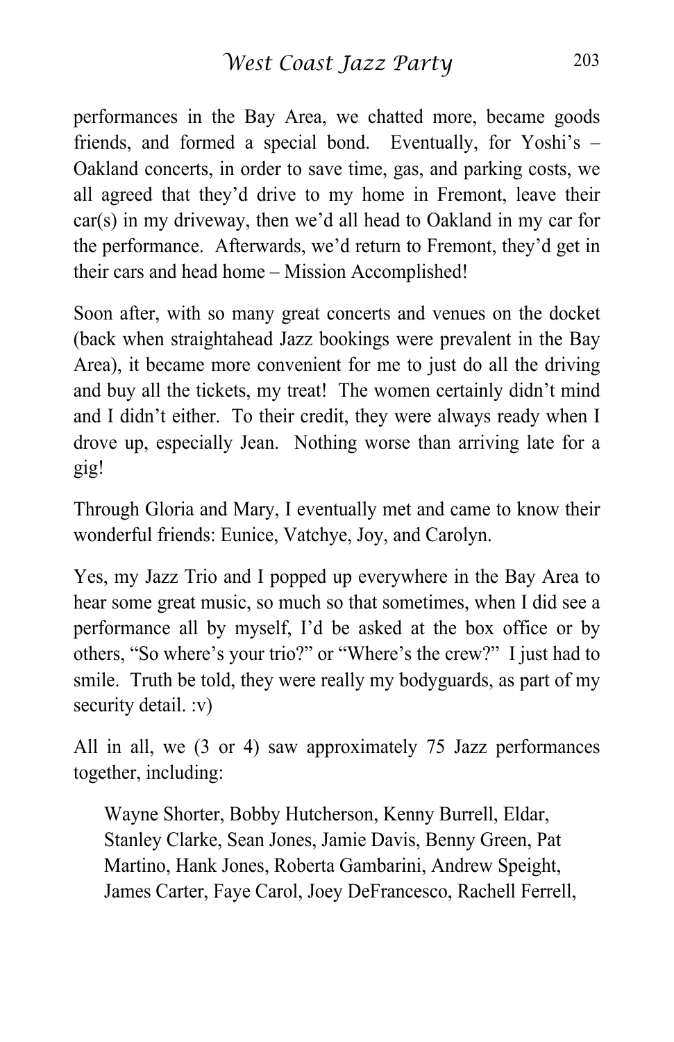performances in the Bay Area, we chatted more, became goods friends, and formed a special bond. Eventually, for Yoshi's – Oakland concerts, in order to save time, gas, and parking costs, we all agreed that they'd drive to my home in Fremont, leave their car(s) in my driveway, then we'd all head to Oakland in my car for the performance. Afterwards, we'd return to Fremont, they'd get in their cars and head home – Mission Accomplished!

Soon after, with so many great concerts and venues on the docket (back when straightahead Jazz bookings were prevalent in the Bay Area), it became more convenient for me to just do all the driving and buy all the tickets, my treat! The women certainly didn't mind and I didn't either. To their credit, they were always ready when I drove up, especially Jean. Nothing worse than arriving late for a gig!

Through Gloria and Mary, I eventually met and came to know their wonderful friends: Eunice, Vatchye, Joy, and Carolyn.

Yes, my Jazz Trio and I popped up everywhere in the Bay Area to hear some great music, so much so that sometimes, when I did see a performance all by myself, I'd be asked at the box office or by others, "So where's your trio?" or "Where's the crew?" I just had to smile. Truth be told, they were really my bodyguards, as part of my security detail. :v)

All in all, we (3 or 4) saw approximately 75 Jazz performances together, including:

> Wayne Shorter, Bobby Hutcherson, Kenny Burrell, Eldar, Stanley Clarke, Sean Jones, Jamie Davis, Benny Green, Pat Martino, Hank Jones, Roberta Gambarini, Andrew Speight, James Carter, Faye Carol, Joey DeFrancesco, Rachell Ferrell,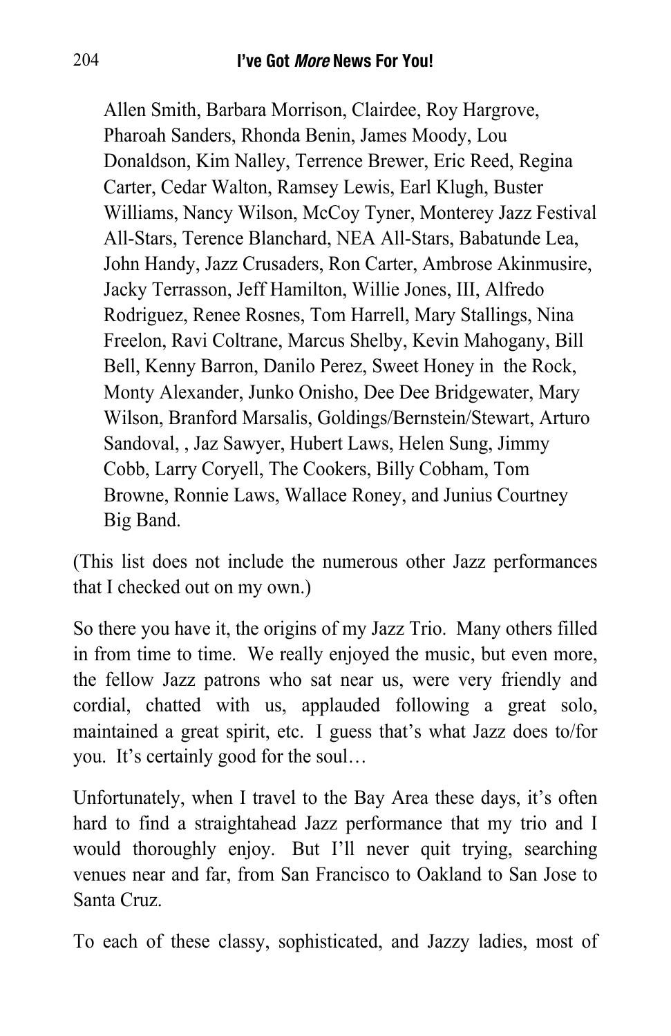Allen Smith, Barbara Morrison, Clairdee, Roy Hargrove, Pharoah Sanders, Rhonda Benin, James Moody, Lou Donaldson, Kim Nalley, Terrence Brewer, Eric Reed, Regina Carter, Cedar Walton, Ramsey Lewis, Earl Klugh, Buster Williams, Nancy Wilson, McCoy Tyner, Monterey Jazz Festival All-Stars, Terence Blanchard, NEA All-Stars, Babatunde Lea, John Handy, Jazz Crusaders, Ron Carter, Ambrose Akinmusire, Jacky Terrasson, Jeff Hamilton, Willie Jones, III, Alfredo Rodriguez, Renee Rosnes, Tom Harrell, Mary Stallings, Nina Freelon, Ravi Coltrane, Marcus Shelby, Kevin Mahogany, Bill Bell, Kenny Barron, Danilo Perez, Sweet Honey in the Rock, Monty Alexander, Junko Onisho, Dee Dee Bridgewater, Mary Wilson, Branford Marsalis, Goldings/Bernstein/Stewart, Arturo Sandoval, , Jaz Sawyer, Hubert Laws, Helen Sung, Jimmy Cobb, Larry Coryell, The Cookers, Billy Cobham, Tom Browne, Ronnie Laws, Wallace Roney, and Junius Courtney Big Band.

(This list does not include the numerous other Jazz performances that I checked out on my own.)

So there you have it, the origins of my Jazz Trio. Many others filled in from time to time. We really enjoyed the music, but even more, the fellow Jazz patrons who sat near us, were very friendly and cordial, chatted with us, applauded following a great solo, maintained a great spirit, etc. I guess that's what Jazz does to/for you. It's certainly good for the soul…

Unfortunately, when I travel to the Bay Area these days, it's often hard to find a straightahead Jazz performance that my trio and I would thoroughly enjoy. But I'll never quit trying, searching venues near and far, from San Francisco to Oakland to San Jose to Santa Cruz.

To each of these classy, sophisticated, and Jazzy ladies, most of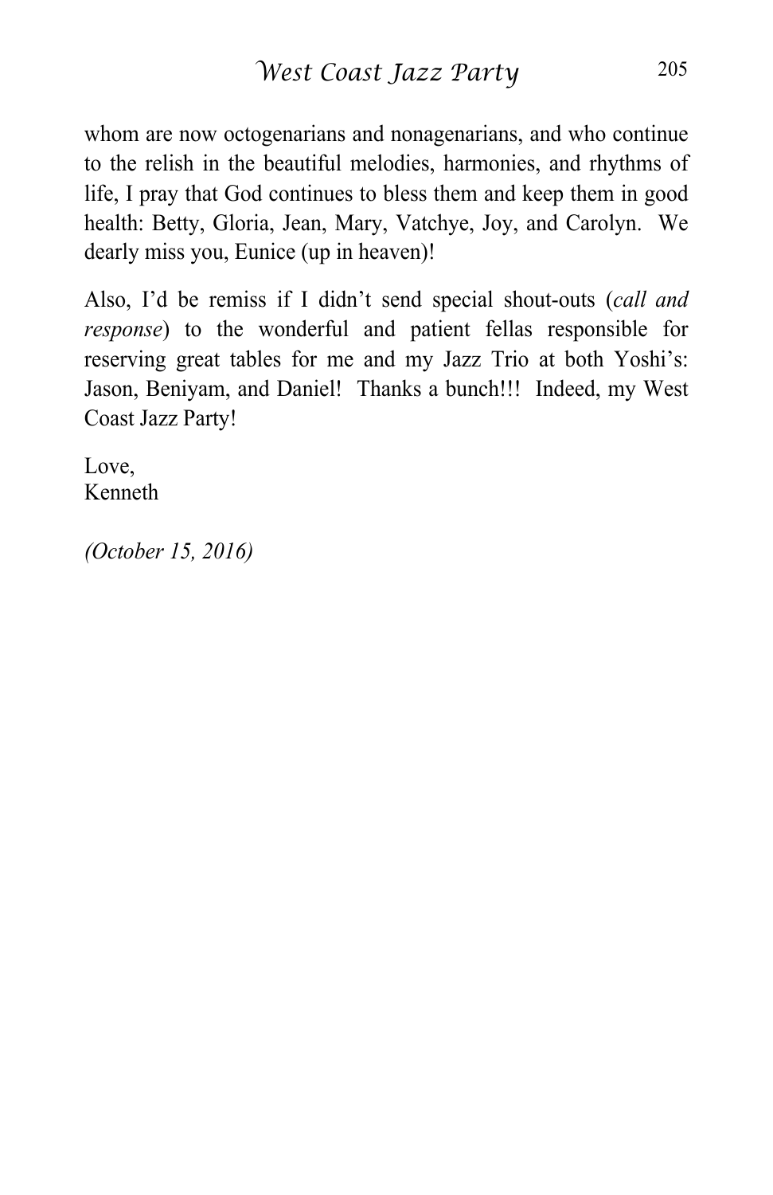whom are now octogenarians and nonagenarians, and who continue to the relish in the beautiful melodies, harmonies, and rhythms of life, I pray that God continues to bless them and keep them in good health: Betty, Gloria, Jean, Mary, Vatchye, Joy, and Carolyn. We dearly miss you, Eunice (up in heaven)!

Also, I'd be remiss if I didn't send special shout-outs (*call and response*) to the wonderful and patient fellas responsible for reserving great tables for me and my Jazz Trio at both Yoshi's: Jason, Beniyam, and Daniel! Thanks a bunch!!! Indeed, my West Coast Jazz Party!

Love,
Kenneth

*(October 15, 2016)*